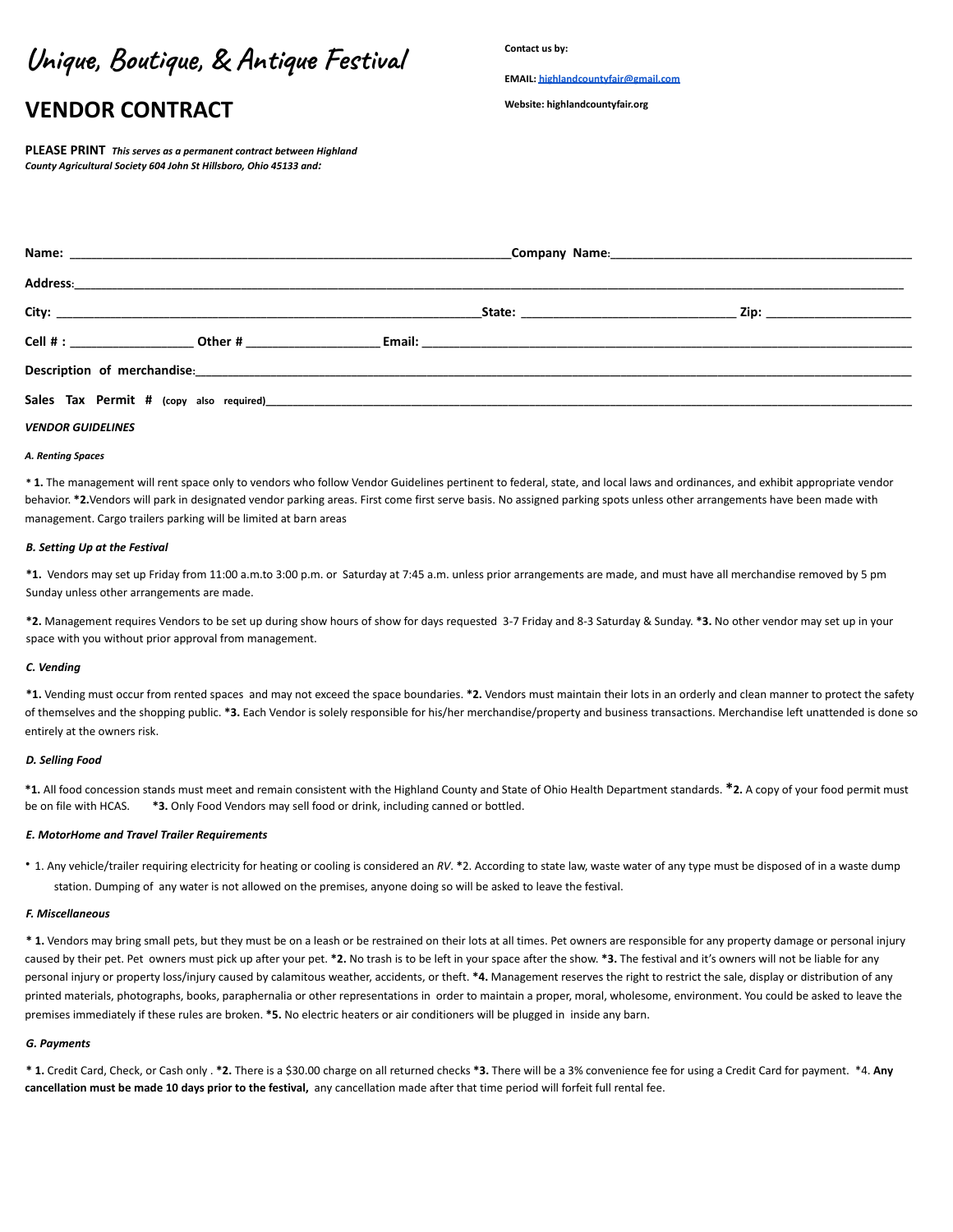# Unique, Boutique, & Antique Festival

## VENDOR CONTRACT

Contact us by:

EMAIL: highlandcountyfair@gmail.com

Website: highlandcountyfair.org

**PLEASE PRINT** ***This serves as a permanent contract between Highland County Agricultural Society 604 John St Hillsboro, Ohio 45133 and:***

**Name:** ___________________________________________________________________**Company Name**:______________________________________________

**Address**:___________________________________________________________________________________________________________________________

**City:** _________________________________________________________________**State:** ________________________________ **Zip:** ______________________

**Cell # :** ___________________ **Other #** ____________________ **Email:** __________________________________________________________________________

**Description of merchandise**:___________________________________________________________________________________________________________

**Sales Tax Permit #** **(copy also required)**___________________________________________________________________________________________________

***VENDOR GUIDELINES***

***A. Renting Spaces***

\* **1.** The management will rent space only to vendors who follow Vendor Guidelines pertinent to federal, state, and local laws and ordinances, and exhibit appropriate vendor behavior. ***2.**Vendors will park in designated vendor parking areas. First come first serve basis. No assigned parking spots unless other arrangements have been made with management. Cargo trailers parking will be limited at barn areas

***B. Setting Up at the Festival***

***1.** Vendors may set up Friday from 11:00 a.m.to 3:00 p.m. or Saturday at 7:45 a.m. unless prior arrangements are made, and must have all merchandise removed by 5 pm Sunday unless other arrangements are made.

***2.** Management requires Vendors to be set up during show hours of show for days requested 3-7 Friday and 8-3 Saturday & Sunday. ***3.** No other vendor may set up in your space with you without prior approval from management.

***C. Vending***

***1.** Vending must occur from rented spaces and may not exceed the space boundaries. ***2.** Vendors must maintain their lots in an orderly and clean manner to protect the safety of themselves and the shopping public. ***3.** Each Vendor is solely responsible for his/her merchandise/property and business transactions. Merchandise left unattended is done so entirely at the owners risk.

***D. Selling Food***

***1.** All food concession stands must meet and remain consistent with the Highland County and State of Ohio Health Department standards. ***2.** A copy of your food permit must be on file with HCAS. ***3.** Only Food Vendors may sell food or drink, including canned or bottled.

***E. MotorHome and Travel Trailer Requirements***

- 1. Any vehicle/trailer requiring electricity for heating or cooling is considered an *RV*. *2. According to state law, waste water of any type must be disposed of in a waste dump station. Dumping of any water is not allowed on the premises, anyone doing so will be asked to leave the festival.

***F. Miscellaneous***

\* **1.** Vendors may bring small pets, but they must be on a leash or be restrained on their lots at all times. Pet owners are responsible for any property damage or personal injury caused by their pet. Pet owners must pick up after your pet. ***2.** No trash is to be left in your space after the show. ***3.** The festival and it's owners will not be liable for any personal injury or property loss/injury caused by calamitous weather, accidents, or theft. ***4.** Management reserves the right to restrict the sale, display or distribution of any printed materials, photographs, books, paraphernalia or other representations in order to maintain a proper, moral, wholesome, environment. You could be asked to leave the premises immediately if these rules are broken. ***5.** No electric heaters or air conditioners will be plugged in inside any barn.

***G. Payments***

\* **1.** Credit Card, Check, or Cash only . ***2.** There is a $30.00 charge on all returned checks ***3.** There will be a 3% convenience fee for using a Credit Card for payment. *4. **Any cancellation must be made 10 days prior to the festival,** any cancellation made after that time period will forfeit full rental fee.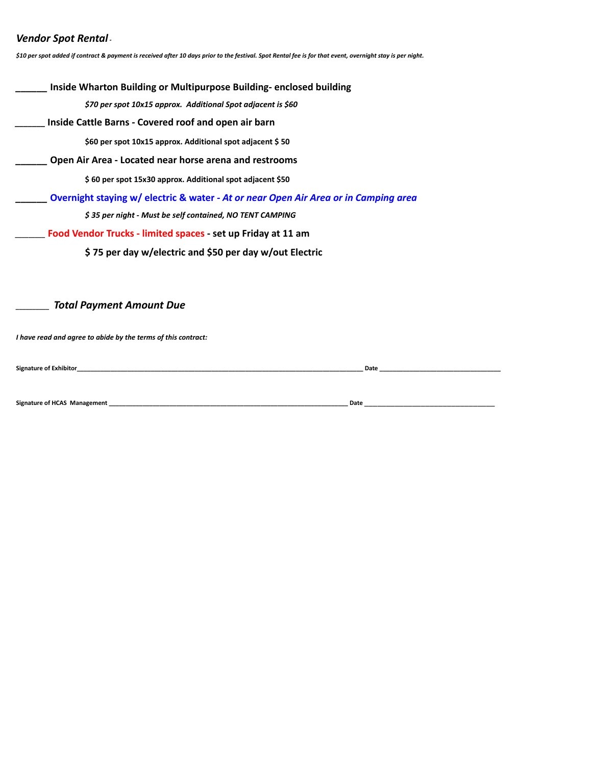## *Vendor Spot Rental -*

***$10 per spot added if contract & payment is received after 10 days prior to the festival. Spot Rental fee is for that event, overnight stay is per night.***

**______ Inside Wharton Building or Multipurpose Building- enclosed building**

***$70 per spot 10x15 approx. Additional Spot adjacent is $60***

**______ Inside Cattle Barns - Covered roof and open air barn**

**$60 per spot 10x15 approx. Additional spot adjacent $ 50**

**______ Open Air Area - Located near horse arena and restrooms**

**$ 60 per spot 15x30 approx. Additional spot adjacent $50**

**______ Overnight staying w/ electric & water - *At or near Open Air Area or in Camping area***

***$ 35 per night - Must be self contained, NO TENT CAMPING***

______ **Food Vendor Trucks - limited spaces - set up Friday at 11 am**

**$ 75 per day w/electric and $50 per day w/out Electric**

______ ***Total Payment Amount Due***

***I have read and agree to abide by the terms of this contract:***

**Signature of Exhibitor**________________________________________________ **Date** ______________________

**Signature of HCAS Management** ________________________________________ **Date** ______________________